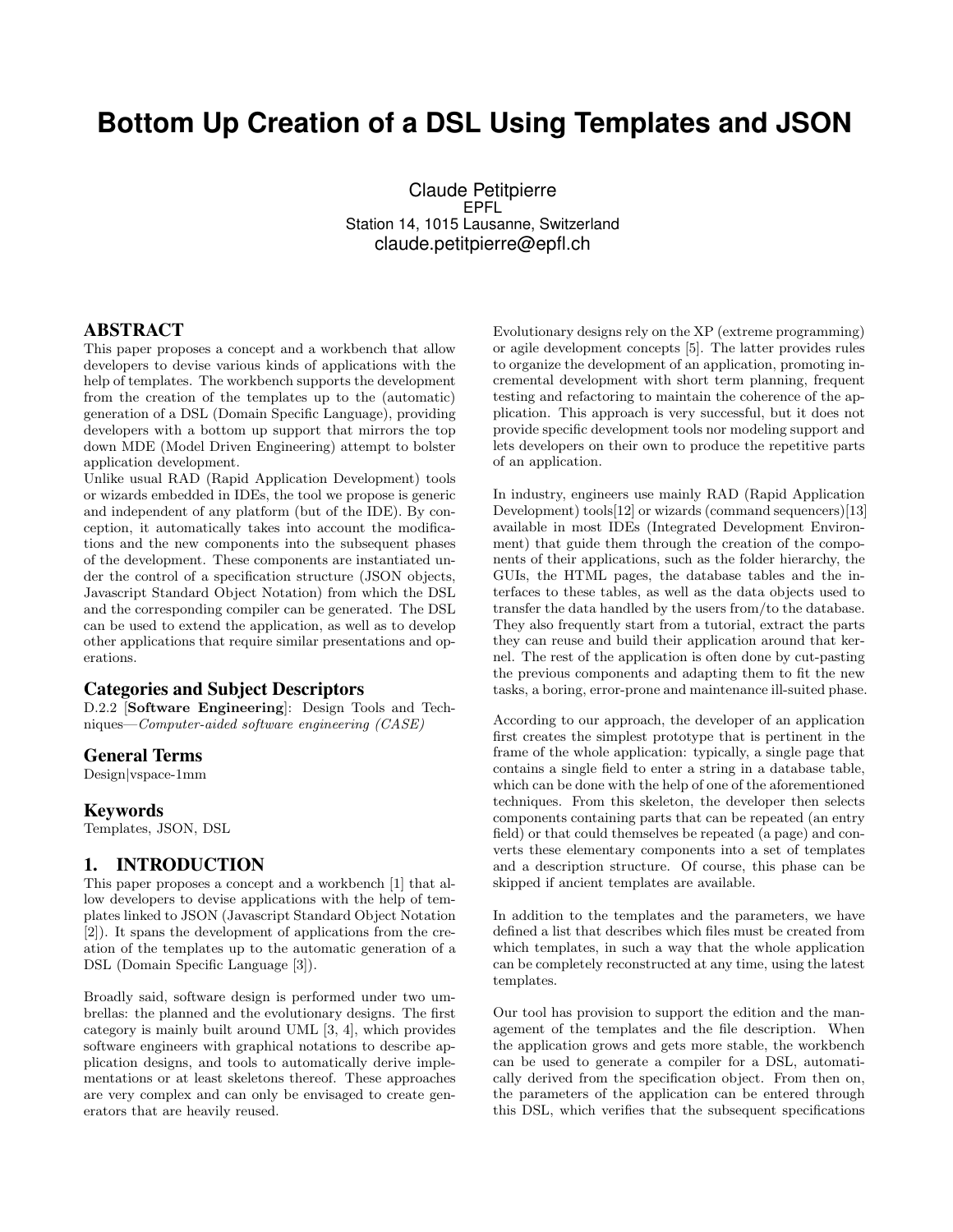# Bottom Up Creation of a DSL Using Templates and JSON

Claude Petitpierre
EPFL
Station 14, 1015 Lausanne, Switzerland
claude.petitpierre@epfl.ch

## ABSTRACT

This paper proposes a concept and a workbench that allow developers to devise various kinds of applications with the help of templates. The workbench supports the development from the creation of the templates up to the (automatic) generation of a DSL (Domain Specific Language), providing developers with a bottom up support that mirrors the top down MDE (Model Driven Engineering) attempt to bolster application development.

Unlike usual RAD (Rapid Application Development) tools or wizards embedded in IDEs, the tool we propose is generic and independent of any platform (but of the IDE). By conception, it automatically takes into account the modifications and the new components into the subsequent phases of the development. These components are instantiated under the control of a specification structure (JSON objects, Javascript Standard Object Notation) from which the DSL and the corresponding compiler can be generated. The DSL can be used to extend the application, as well as to develop other applications that require similar presentations and operations.

### Categories and Subject Descriptors

D.2.2 [**Software Engineering**]: Design Tools and Techniques—*Computer-aided software engineering (CASE)*

### General Terms

Design|vspace-1mm

### Keywords

Templates, JSON, DSL

## 1. INTRODUCTION

This paper proposes a concept and a workbench [1] that allow developers to devise applications with the help of templates linked to JSON (Javascript Standard Object Notation [2]). It spans the development of applications from the creation of the templates up to the automatic generation of a DSL (Domain Specific Language [3]).

Broadly said, software design is performed under two umbrellas: the planned and the evolutionary designs. The first category is mainly built around UML [3, 4], which provides software engineers with graphical notations to describe application designs, and tools to automatically derive implementations or at least skeletons thereof. These approaches are very complex and can only be envisaged to create generators that are heavily reused.

Evolutionary designs rely on the XP (extreme programming) or agile development concepts [5]. The latter provides rules to organize the development of an application, promoting incremental development with short term planning, frequent testing and refactoring to maintain the coherence of the application. This approach is very successful, but it does not provide specific development tools nor modeling support and lets developers on their own to produce the repetitive parts of an application.

In industry, engineers use mainly RAD (Rapid Application Development) tools[12] or wizards (command sequencers)[13] available in most IDEs (Integrated Development Environment) that guide them through the creation of the components of their applications, such as the folder hierarchy, the GUIs, the HTML pages, the database tables and the interfaces to these tables, as well as the data objects used to transfer the data handled by the users from/to the database. They also frequently start from a tutorial, extract the parts they can reuse and build their application around that kernel. The rest of the application is often done by cut-pasting the previous components and adapting them to fit the new tasks, a boring, error-prone and maintenance ill-suited phase.

According to our approach, the developer of an application first creates the simplest prototype that is pertinent in the frame of the whole application: typically, a single page that contains a single field to enter a string in a database table, which can be done with the help of one of the aforementioned techniques. From this skeleton, the developer then selects components containing parts that can be repeated (an entry field) or that could themselves be repeated (a page) and converts these elementary components into a set of templates and a description structure. Of course, this phase can be skipped if ancient templates are available.

In addition to the templates and the parameters, we have defined a list that describes which files must be created from which templates, in such a way that the whole application can be completely reconstructed at any time, using the latest templates.

Our tool has provision to support the edition and the management of the templates and the file description. When the application grows and gets more stable, the workbench can be used to generate a compiler for a DSL, automatically derived from the specification object. From then on, the parameters of the application can be entered through this DSL, which verifies that the subsequent specifications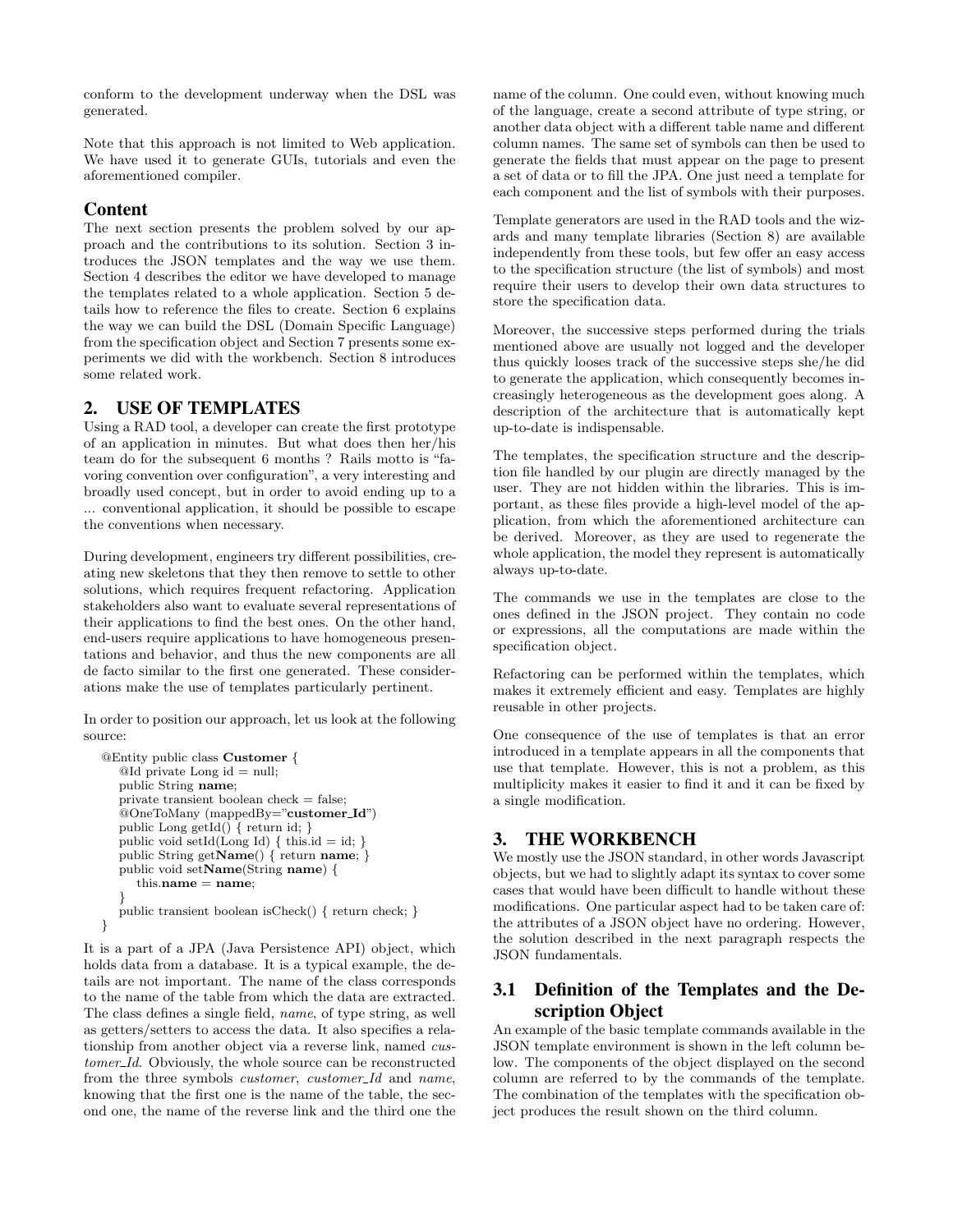conform to the development underway when the DSL was generated.

Note that this approach is not limited to Web application. We have used it to generate GUIs, tutorials and even the aforementioned compiler.

### Content

The next section presents the problem solved by our approach and the contributions to its solution. Section 3 introduces the JSON templates and the way we use them. Section 4 describes the editor we have developed to manage the templates related to a whole application. Section 5 details how to reference the files to create. Section 6 explains the way we can build the DSL (Domain Specific Language) from the specification object and Section 7 presents some experiments we did with the workbench. Section 8 introduces some related work.

## 2. USE OF TEMPLATES

Using a RAD tool, a developer can create the first prototype of an application in minutes. But what does then her/his team do for the subsequent 6 months ? Rails motto is "favoring convention over configuration", a very interesting and broadly used concept, but in order to avoid ending up to a ... conventional application, it should be possible to escape the conventions when necessary.

During development, engineers try different possibilities, creating new skeletons that they then remove to settle to other solutions, which requires frequent refactoring. Application stakeholders also want to evaluate several representations of their applications to find the best ones. On the other hand, end-users require applications to have homogeneous presentations and behavior, and thus the new components are all de facto similar to the first one generated. These considerations make the use of templates particularly pertinent.

In order to position our approach, let us look at the following source:

```
@Entity public class Customer {
    @Id private Long id = null;
    public String name;
    private transient boolean check = false;
    @OneToMany (mappedBy="customer_Id")
    public Long getId() { return id; }
    public void setId(Long Id) { this.id = id; }
    public String getName() { return name; }
    public void setName(String name) {
        this.name = name;
    }
    public transient boolean isCheck() { return check; }
}
```

It is a part of a JPA (Java Persistence API) object, which holds data from a database. It is a typical example, the details are not important. The name of the class corresponds to the name of the table from which the data are extracted. The class defines a single field, *name*, of type string, as well as getters/setters to access the data. It also specifies a relationship from another object via a reverse link, named *customer_Id*. Obviously, the whole source can be reconstructed from the three symbols *customer*, *customer_Id* and *name*, knowing that the first one is the name of the table, the second one, the name of the reverse link and the third one the name of the column. One could even, without knowing much of the language, create a second attribute of type string, or another data object with a different table name and different column names. The same set of symbols can then be used to generate the fields that must appear on the page to present a set of data or to fill the JPA. One just need a template for each component and the list of symbols with their purposes.

Template generators are used in the RAD tools and the wizards and many template libraries (Section 8) are available independently from these tools, but few offer an easy access to the specification structure (the list of symbols) and most require their users to develop their own data structures to store the specification data.

Moreover, the successive steps performed during the trials mentioned above are usually not logged and the developer thus quickly looses track of the successive steps she/he did to generate the application, which consequently becomes increasingly heterogeneous as the development goes along. A description of the architecture that is automatically kept up-to-date is indispensable.

The templates, the specification structure and the description file handled by our plugin are directly managed by the user. They are not hidden within the libraries. This is important, as these files provide a high-level model of the application, from which the aforementioned architecture can be derived. Moreover, as they are used to regenerate the whole application, the model they represent is automatically always up-to-date.

The commands we use in the templates are close to the ones defined in the JSON project. They contain no code or expressions, all the computations are made within the specification object.

Refactoring can be performed within the templates, which makes it extremely efficient and easy. Templates are highly reusable in other projects.

One consequence of the use of templates is that an error introduced in a template appears in all the components that use that template. However, this is not a problem, as this multiplicity makes it easier to find it and it can be fixed by a single modification.

## 3. THE WORKBENCH

We mostly use the JSON standard, in other words Javascript objects, but we had to slightly adapt its syntax to cover some cases that would have been difficult to handle without these modifications. One particular aspect had to be taken care of: the attributes of a JSON object have no ordering. However, the solution described in the next paragraph respects the JSON fundamentals.

### 3.1 Definition of the Templates and the Description Object

An example of the basic template commands available in the JSON template environment is shown in the left column below. The components of the object displayed on the second column are referred to by the commands of the template. The combination of the templates with the specification object produces the result shown on the third column.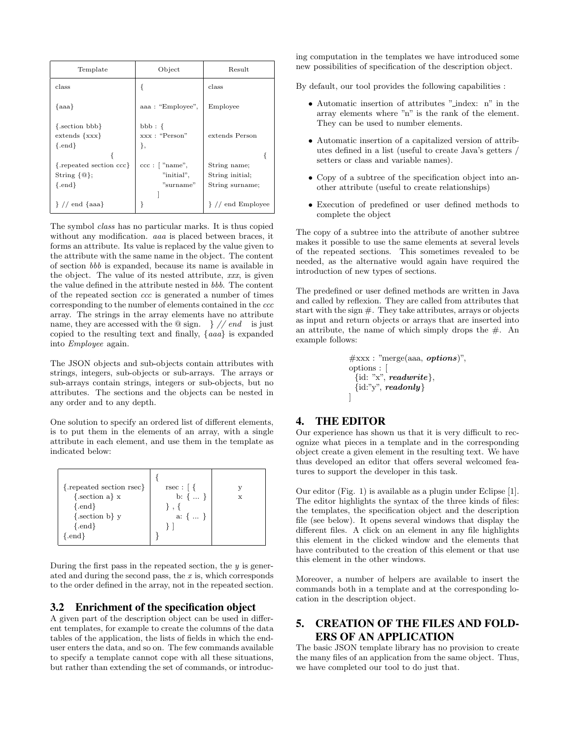| Template | Object | Result |
|---|---|---|
| class | { | class |
| {aaa} | aaa : “Employee”, | Employee |
| {.section bbb} | bbb : { | |
| extends {xxx} | xxx : “Person” | extends Person |
| {.end} | }, | |
| { | | { |
| {.repeated section ccc} | ccc : [ ”name”, | String name; |
| String {@}; | ”initial”, | String initial; |
| {.end} | ”surname” | String surname; |
| | ] | |
| } // end {aaa} | } | } // end Employee |

The symbol *class* has no particular marks. It is thus copied without any modification. *aaa* is placed between braces, it forms an attribute. Its value is replaced by the value given to the attribute with the same name in the object. The content of section *bbb* is expanded, because its name is available in the object. The value of its nested attribute, *xxx*, is given the value defined in the attribute nested in *bbb*. The content of the repeated section *ccc* is generated a number of times corresponding to the number of elements contained in the *ccc* array. The strings in the array elements have no attribute name, they are accessed with the @ sign. *} // end* is just copied to the resulting text and finally, *{aaa}* is expanded into *Employee* again.

The JSON objects and sub-objects contain attributes with strings, integers, sub-objects or sub-arrays. The arrays or sub-arrays contain strings, integers or sub-objects, but no attributes. The sections and the objects can be nested in any order and to any depth.

One solution to specify an ordered list of different elements, is to put them in the elements of an array, with a single attribute in each element, and use them in the template as indicated below:

| | | |
|---|---|---|
| | { | |
| {.repeated section rsec} | rsec : [ { | y |
| {.section a} x | b: { ... } | x |
| {.end} | } , { | |
| {.section b} y | a: { ... } | |
| {.end} | } ] | |
| {.end} | } | |

During the first pass in the repeated section, the *y* is generated and during the second pass, the *x* is, which corresponds to the order defined in the array, not in the repeated section.

## 3.2 Enrichment of the specification object

A given part of the description object can be used in different templates, for example to create the columns of the data tables of the application, the lists of fields in which the end-user enters the data, and so on. The few commands available to specify a template cannot cope with all these situations, but rather than extending the set of commands, or introducing computation in the templates we have introduced some new possibilities of specification of the description object.

By default, our tool provides the following capabilities :

- Automatic insertion of attributes ”_index: n” in the array elements where ”n” is the rank of the element. They can be used to number elements.
- Automatic insertion of a capitalized version of attributes defined in a list (useful to create Java's getters / setters or class and variable names).
- Copy of a subtree of the specification object into another attribute (useful to create relationships)
- Execution of predefined or user defined methods to complete the object

The copy of a subtree into the attribute of another subtree makes it possible to use the same elements at several levels of the repeated sections. This sometimes revealed to be needed, as the alternative would again have required the introduction of new types of sections.

The predefined or user defined methods are written in Java and called by reflexion. They are called from attributes that start with the sign #. They take attributes, arrays or objects as input and return objects or arrays that are inserted into an attribute, the name of which simply drops the #. An example follows:

```
#xxx : ”merge(aaa, options)”,
options : [
  {id: ”x”, readwrite},
  {id:”y”, readonly}
]
```

# 4. THE EDITOR

Our experience has shown us that it is very difficult to recognize what pieces in a template and in the corresponding object create a given element in the resulting text. We have thus developed an editor that offers several welcomed features to support the developer in this task.

Our editor (Fig. 1) is available as a plugin under Eclipse [1]. The editor highlights the syntax of the three kinds of files: the templates, the specification object and the description file (see below). It opens several windows that display the different files. A click on an element in any file highlights this element in the clicked window and the elements that have contributed to the creation of this element or that use this element in the other windows.

Moreover, a number of helpers are available to insert the commands both in a template and at the corresponding location in the description object.

# 5. CREATION OF THE FILES AND FOLDERS OF AN APPLICATION

The basic JSON template library has no provision to create the many files of an application from the same object. Thus, we have completed our tool to do just that.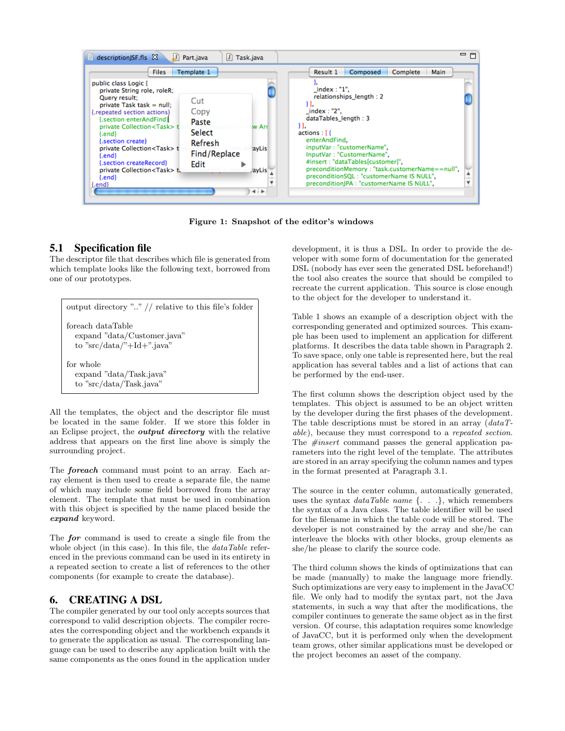Figure 1: Snapshot of the editor's windows

### 5.1 Specification file

The descriptor file that describes which file is generated from which template looks like the following text, borrowed from one of our prototypes.

```
output directory ".." // relative to this file's folder

foreach dataTable
    expand "data/Customer.java"
    to "src/data/"+Id+".java"

for whole
    expand "data/Task.java"
    to "src/data/Task.java"
```

All the templates, the object and the descriptor file must be located in the same folder. If we store this folder in an Eclipse project, the ***output directory*** with the relative address that appears on the first line above is simply the surrounding project.

The ***foreach*** command must point to an array. Each array element is then used to create a separate file, the name of which may include some field borrowed from the array element. The template that must be used in combination with this object is specified by the name placed beside the ***expand*** keyword.

The ***for*** command is used to create a single file from the whole object (in this case). In this file, the *dataTable* referenced in the previous command can be used in its entirety in a repeated section to create a list of references to the other components (for example to create the database).

## 6. CREATING A DSL

The compiler generated by our tool only accepts sources that correspond to valid description objects. The compiler recreates the corresponding object and the workbench expands it to generate the application as usual. The corresponding language can be used to describe any application built with the same components as the ones found in the application under development, it is thus a DSL. In order to provide the developer with some form of documentation for the generated DSL (nobody has ever seen the generated DSL beforehand!) the tool also creates the source that should be compiled to recreate the current application. This source is close enough to the object for the developer to understand it.

Table 1 shows an example of a description object with the corresponding generated and optimized sources. This example has been used to implement an application for different platforms. It describes the data table shown in Paragraph 2. To save space, only one table is represented here, but the real application has several tables and a list of actions that can be performed by the end-user.

The first column shows the description object used by the templates. This object is assumed to be an object written by the developer during the first phases of the development. The table descriptions must be stored in an array (*dataTable*), because they must correspond to a *repeated section*. The *#insert* command passes the general application parameters into the right level of the template. The attributes are stored in an array specifying the column names and types in the format presented at Paragraph 3.1.

The source in the center column, automatically generated, uses the syntax *dataTable name* {. . .}, which remembers the syntax of a Java class. The table identifier will be used for the filename in which the table code will be stored. The developer is not constrained by the array and she/he can interleave the blocks with other blocks, group elements as she/he please to clarify the source code.

The third column shows the kinds of optimizations that can be made (manually) to make the language more friendly. Such optimizations are very easy to implement in the JavaCC file. We only had to modify the syntax part, not the Java statements, in such a way that after the modifications, the compiler continues to generate the same object as in the first version. Of course, this adaptation requires some knowledge of JavaCC, but it is performed only when the development team grows, other similar applications must be developed or the project becomes an asset of the company.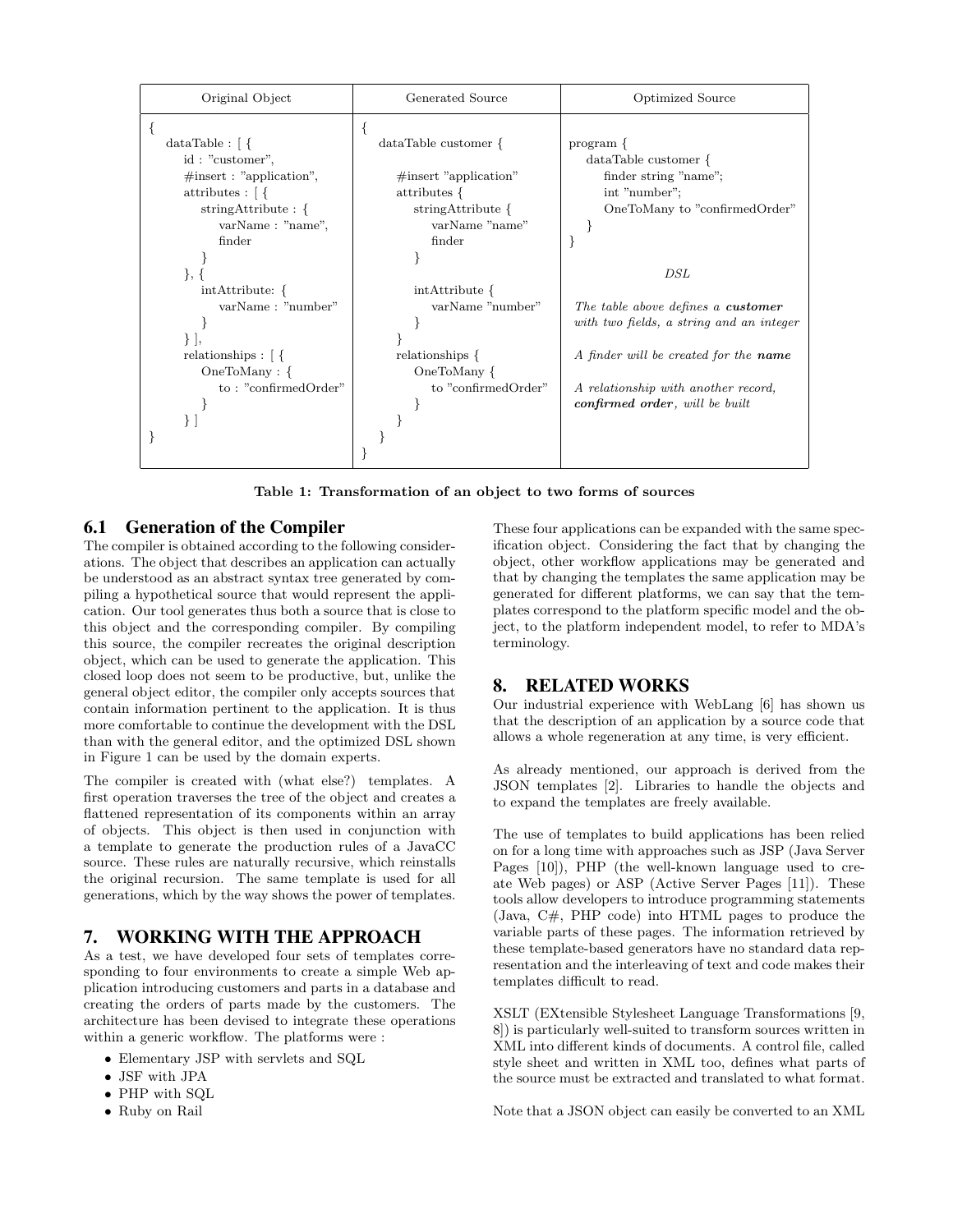| Original Object | Generated Source | Optimized Source |
|---|---|---|
| <pre>{<br>  dataTable : [ {<br>    id : "customer",<br>    #insert : "application",<br>    attributes : [ {<br>      stringAttribute : {<br>        varName : "name",<br>        finder<br>      }<br>    }, {<br>      intAttribute: {<br>        varName : "number"<br>      }<br>    } ],<br>    relationships : [ {<br>      OneToMany : {<br>        to : "confirmedOrder"<br>      }<br>    } ]<br>}</pre> | <pre>{<br>  dataTable customer {<br><br>    #insert "application"<br>    attributes {<br>      stringAttribute {<br>        varName "name"<br>        finder<br>      }<br><br>      intAttribute {<br>        varName "number"<br>      }<br>    }<br>    relationships {<br>      OneToMany {<br>        to "confirmedOrder"<br>      }<br>    }<br>  }<br>}</pre> | <pre>program {<br>  dataTable customer {<br>    finder string "name";<br>    int "number";<br>    OneToMany to "confirmedOrder"<br>  }<br>}</pre><br>*DSL*<br><br>*The table above defines a **customer** with two fields, a string and an integer*<br><br>*A finder will be created for the **name***<br><br>*A relationship with another record, **confirmed order**, will be built* |

**Table 1: Transformation of an object to two forms of sources**

## 6.1 Generation of the Compiler

The compiler is obtained according to the following considerations. The object that describes an application can actually be understood as an abstract syntax tree generated by compiling a hypothetical source that would represent the application. Our tool generates thus both a source that is close to this object and the corresponding compiler. By compiling this source, the compiler recreates the original description object, which can be used to generate the application. This closed loop does not seem to be productive, but, unlike the general object editor, the compiler only accepts sources that contain information pertinent to the application. It is thus more comfortable to continue the development with the DSL than with the general editor, and the optimized DSL shown in Figure 1 can be used by the domain experts.

The compiler is created with (what else?) templates. A first operation traverses the tree of the object and creates a flattened representation of its components within an array of objects. This object is then used in conjunction with a template to generate the production rules of a JavaCC source. These rules are naturally recursive, which reinstalls the original recursion. The same template is used for all generations, which by the way shows the power of templates.

# 7. WORKING WITH THE APPROACH

As a test, we have developed four sets of templates corresponding to four environments to create a simple Web application introducing customers and parts in a database and creating the orders of parts made by the customers. The architecture has been devised to integrate these operations within a generic workflow. The platforms were :

- Elementary JSP with servlets and SQL
- JSF with JPA
- PHP with SQL
- Ruby on Rail

These four applications can be expanded with the same specification object. Considering the fact that by changing the object, other workflow applications may be generated and that by changing the templates the same application may be generated for different platforms, we can say that the templates correspond to the platform specific model and the object, to the platform independent model, to refer to MDA's terminology.

# 8. RELATED WORKS

Our industrial experience with WebLang [6] has shown us that the description of an application by a source code that allows a whole regeneration at any time, is very efficient.

As already mentioned, our approach is derived from the JSON templates [2]. Libraries to handle the objects and to expand the templates are freely available.

The use of templates to build applications has been relied on for a long time with approaches such as JSP (Java Server Pages [10]), PHP (the well-known language used to create Web pages) or ASP (Active Server Pages [11]). These tools allow developers to introduce programming statements (Java, C#, PHP code) into HTML pages to produce the variable parts of these pages. The information retrieved by these template-based generators have no standard data representation and the interleaving of text and code makes their templates difficult to read.

XSLT (EXtensible Stylesheet Language Transformations [9, 8]) is particularly well-suited to transform sources written in XML into different kinds of documents. A control file, called style sheet and written in XML too, defines what parts of the source must be extracted and translated to what format.

Note that a JSON object can easily be converted to an XML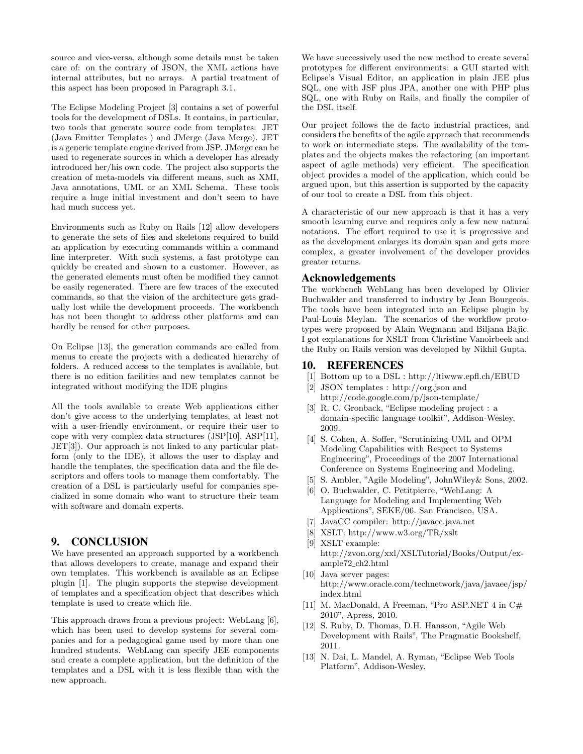source and vice-versa, although some details must be taken care of: on the contrary of JSON, the XML actions have internal attributes, but no arrays. A partial treatment of this aspect has been proposed in Paragraph 3.1.

The Eclipse Modeling Project [3] contains a set of powerful tools for the development of DSLs. It contains, in particular, two tools that generate source code from templates: JET (Java Emitter Templates ) and JMerge (Java Merge). JET is a generic template engine derived from JSP. JMerge can be used to regenerate sources in which a developer has already introduced her/his own code. The project also supports the creation of meta-models via different means, such as XMI, Java annotations, UML or an XML Schema. These tools require a huge initial investment and don't seem to have had much success yet.

Environments such as Ruby on Rails [12] allow developers to generate the sets of files and skeletons required to build an application by executing commands within a command line interpreter. With such systems, a fast prototype can quickly be created and shown to a customer. However, as the generated elements must often be modified they cannot be easily regenerated. There are few traces of the executed commands, so that the vision of the architecture gets gradually lost while the development proceeds. The workbench has not been thought to address other platforms and can hardly be reused for other purposes.

On Eclipse [13], the generation commands are called from menus to create the projects with a dedicated hierarchy of folders. A reduced access to the templates is available, but there is no edition facilities and new templates cannot be integrated without modifying the IDE plugins

All the tools available to create Web applications either don't give access to the underlying templates, at least not with a user-friendly environment, or require their user to cope with very complex data structures (JSP[10], ASP[11], JET[3]). Our approach is not linked to any particular platform (only to the IDE), it allows the user to display and handle the templates, the specification data and the file descriptors and offers tools to manage them comfortably. The creation of a DSL is particularly useful for companies specialized in some domain who want to structure their team with software and domain experts.

## 9. CONCLUSION

We have presented an approach supported by a workbench that allows developers to create, manage and expand their own templates. This workbench is available as an Eclipse plugin [1]. The plugin supports the stepwise development of templates and a specification object that describes which template is used to create which file.

This approach draws from a previous project: WebLang [6], which has been used to develop systems for several companies and for a pedagogical game used by more than one hundred students. WebLang can specify JEE components and create a complete application, but the definition of the templates and a DSL with it is less flexible than with the new approach.

We have successively used the new method to create several prototypes for different environments: a GUI started with Eclipse's Visual Editor, an application in plain JEE plus SQL, one with JSF plus JPA, another one with PHP plus SQL, one with Ruby on Rails, and finally the compiler of the DSL itself.

Our project follows the de facto industrial practices, and considers the benefits of the agile approach that recommends to work on intermediate steps. The availability of the templates and the objects makes the refactoring (an important aspect of agile methods) very efficient. The specification object provides a model of the application, which could be argued upon, but this assertion is supported by the capacity of our tool to create a DSL from this object.

A characteristic of our new approach is that it has a very smooth learning curve and requires only a few new natural notations. The effort required to use it is progressive and as the development enlarges its domain span and gets more complex, a greater involvement of the developer provides greater returns.

## Acknowledgements

The workbench WebLang has been developed by Olivier Buchwalder and transferred to industry by Jean Bourgeois. The tools have been integrated into an Eclipse plugin by Paul-Louis Meylan. The scenarios of the workflow prototypes were proposed by Alain Wegmann and Biljana Bajic. I got explanations for XSLT from Christine Vanoirbeek and the Ruby on Rails version was developed by Nikhil Gupta.

## 10. REFERENCES

[1] Bottom up to a DSL : http://ltiwww.epfl.ch/EBUD

[2] JSON templates : http://org.json and http://code.google.com/p/json-template/

[3] R. C. Gronback, "Eclipse modeling project : a domain-specific language toolkit", Addison-Wesley, 2009.

[4] S. Cohen, A. Soffer, "Scrutinizing UML and OPM Modeling Capabilities with Respect to Systems Engineering", Proceedings of the 2007 International Conference on Systems Engineering and Modeling.

[5] S. Ambler, "Agile Modeling", JohnWiley& Sons, 2002.

[6] O. Buchwalder, C. Petitpierre, "WebLang: A Language for Modeling and Implementing Web Applications", SEKE/06. San Francisco, USA.

[7] JavaCC compiler: http://javacc.java.net

[8] XSLT: http://www.w3.org/TR/xslt

[9] XSLT example: http://zvon.org/xxl/XSLTutorial/Books/Output/example72_ch2.html

[10] Java server pages: http://www.oracle.com/technetwork/java/javaee/jsp/index.html

[11] M. MacDonald, A Freeman, "Pro ASP.NET 4 in C# 2010", Apress, 2010.

[12] S. Ruby, D. Thomas, D.H. Hansson, "Agile Web Development with Rails", The Pragmatic Bookshelf, 2011.

[13] N. Dai, L. Mandel, A. Ryman, "Eclipse Web Tools Platform", Addison-Wesley.